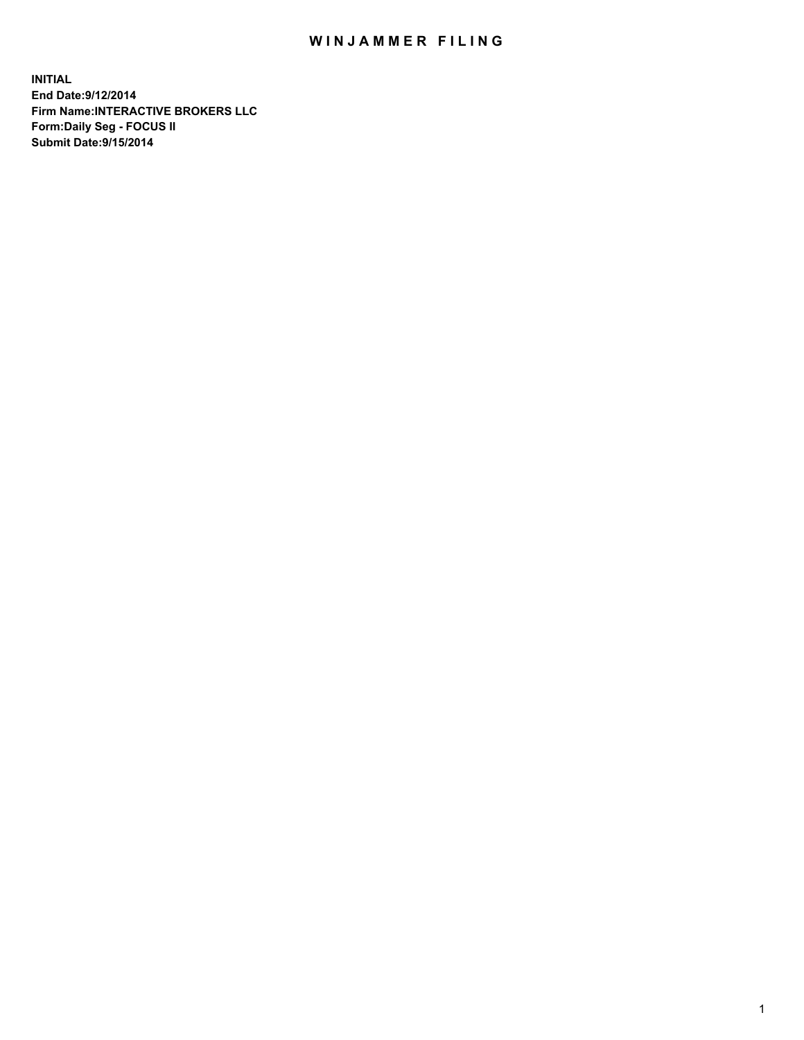# WINJAMMER FILING

**INITIAL**
**End Date:9/12/2014**
**Firm Name:INTERACTIVE BROKERS LLC**
**Form:Daily Seg - FOCUS II**
**Submit Date:9/15/2014**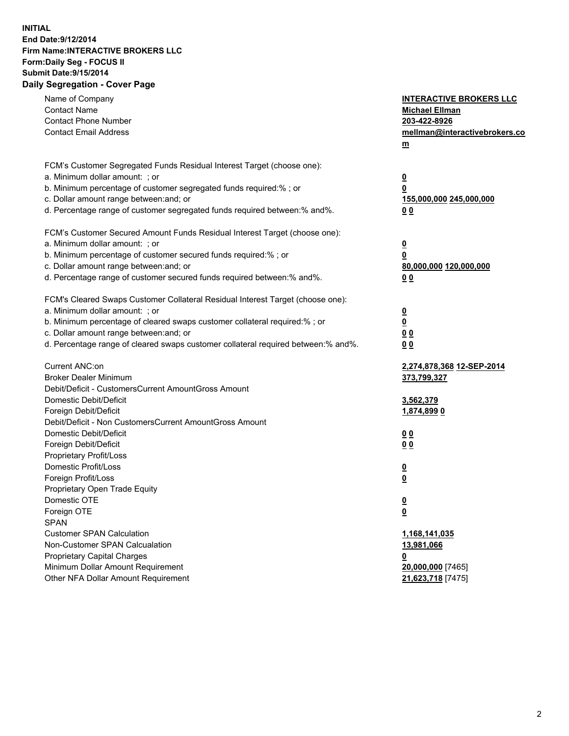**INITIAL**
**End Date:9/12/2014**
**Firm Name:INTERACTIVE BROKERS LLC**
**Form:Daily Seg - FOCUS II**
**Submit Date:9/15/2014**
**Daily Segregation - Cover Page**

| | |
|---|---|
| Name of Company | **INTERACTIVE BROKERS LLC** |
| Contact Name | **Michael Ellman** |
| Contact Phone Number | **203-422-8926** |
| Contact Email Address | **mellman@interactivebrokers.com** |
| FCM's Customer Segregated Funds Residual Interest Target (choose one): | |
| a. Minimum dollar amount: ; or | **0** |
| b. Minimum percentage of customer segregated funds required:% ; or | **0** |
| c. Dollar amount range between:and; or | **155,000,000 245,000,000** |
| d. Percentage range of customer segregated funds required between:% and%. | **0 0** |
| FCM's Customer Secured Amount Funds Residual Interest Target (choose one): | |
| a. Minimum dollar amount: ; or | **0** |
| b. Minimum percentage of customer secured funds required:% ; or | **0** |
| c. Dollar amount range between:and; or | **80,000,000 120,000,000** |
| d. Percentage range of customer secured funds required between:% and%. | **0 0** |
| FCM's Cleared Swaps Customer Collateral Residual Interest Target (choose one): | |
| a. Minimum dollar amount: ; or | **0** |
| b. Minimum percentage of cleared swaps customer collateral required:% ; or | **0** |
| c. Dollar amount range between:and; or | **0 0** |
| d. Percentage range of cleared swaps customer collateral required between:% and%. | **0 0** |
| Current ANC:on | **2,274,878,368 12-SEP-2014** |
| Broker Dealer Minimum | **373,799,327** |
| Debit/Deficit - CustomersCurrent AmountGross Amount | |
| Domestic Debit/Deficit | **3,562,379** |
| Foreign Debit/Deficit | **1,874,899 0** |
| Debit/Deficit - Non CustomersCurrent AmountGross Amount | |
| Domestic Debit/Deficit | **0 0** |
| Foreign Debit/Deficit | **0 0** |
| Proprietary Profit/Loss | |
| Domestic Profit/Loss | **0** |
| Foreign Profit/Loss | **0** |
| Proprietary Open Trade Equity | |
| Domestic OTE | **0** |
| Foreign OTE | **0** |
| SPAN | |
| Customer SPAN Calculation | **1,168,141,035** |
| Non-Customer SPAN Calcualation | **13,981,066** |
| Proprietary Capital Charges | **0** |
| Minimum Dollar Amount Requirement | **20,000,000** [7465] |
| Other NFA Dollar Amount Requirement | **21,623,718** [7475] |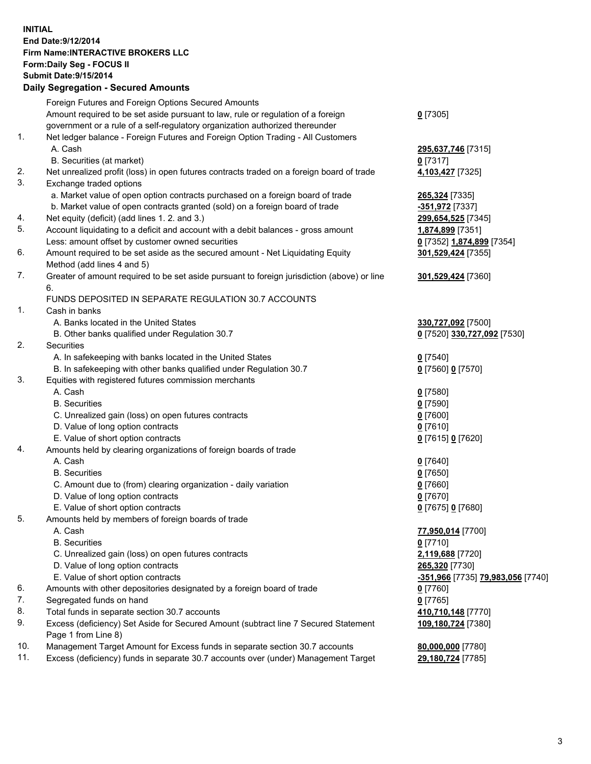**INITIAL**
**End Date:9/12/2014**
**Firm Name:INTERACTIVE BROKERS LLC**
**Form:Daily Seg - FOCUS II**
**Submit Date:9/15/2014**

**Daily Segregation - Secured Amounts**

| | | |
|---|---|---|
| | Foreign Futures and Foreign Options Secured Amounts | |
| | Amount required to be set aside pursuant to law, rule or regulation of a foreign government or a rule of a self-regulatory organization authorized thereunder | **0** [7305] |
| 1. | Net ledger balance - Foreign Futures and Foreign Option Trading - All Customers | |
| | A. Cash | **295,637,746** [7315] |
| | B. Securities (at market) | **0** [7317] |
| 2. | Net unrealized profit (loss) in open futures contracts traded on a foreign board of trade | **4,103,427** [7325] |
| 3. | Exchange traded options | |
| | a. Market value of open option contracts purchased on a foreign board of trade | **265,324** [7335] |
| | b. Market value of open contracts granted (sold) on a foreign board of trade | **-351,972** [7337] |
| 4. | Net equity (deficit) (add lines 1. 2. and 3.) | **299,654,525** [7345] |
| 5. | Account liquidating to a deficit and account with a debit balances - gross amount | **1,874,899** [7351] |
| | Less: amount offset by customer owned securities | **0** [7352] **1,874,899** [7354] |
| 6. | Amount required to be set aside as the secured amount - Net Liquidating Equity Method (add lines 4 and 5) | **301,529,424** [7355] |
| 7. | Greater of amount required to be set aside pursuant to foreign jurisdiction (above) or line 6. | **301,529,424** [7360] |
| | FUNDS DEPOSITED IN SEPARATE REGULATION 30.7 ACCOUNTS | |
| 1. | Cash in banks | |
| | A. Banks located in the United States | **330,727,092** [7500] |
| | B. Other banks qualified under Regulation 30.7 | **0** [7520] **330,727,092** [7530] |
| 2. | Securities | |
| | A. In safekeeping with banks located in the United States | **0** [7540] |
| | B. In safekeeping with other banks qualified under Regulation 30.7 | **0** [7560] **0** [7570] |
| 3. | Equities with registered futures commission merchants | |
| | A. Cash | **0** [7580] |
| | B. Securities | **0** [7590] |
| | C. Unrealized gain (loss) on open futures contracts | **0** [7600] |
| | D. Value of long option contracts | **0** [7610] |
| | E. Value of short option contracts | **0** [7615] **0** [7620] |
| 4. | Amounts held by clearing organizations of foreign boards of trade | |
| | A. Cash | **0** [7640] |
| | B. Securities | **0** [7650] |
| | C. Amount due to (from) clearing organization - daily variation | **0** [7660] |
| | D. Value of long option contracts | **0** [7670] |
| | E. Value of short option contracts | **0** [7675] **0** [7680] |
| 5. | Amounts held by members of foreign boards of trade | |
| | A. Cash | **77,950,014** [7700] |
| | B. Securities | **0** [7710] |
| | C. Unrealized gain (loss) on open futures contracts | **2,119,688** [7720] |
| | D. Value of long option contracts | **265,320** [7730] |
| | E. Value of short option contracts | **-351,966** [7735] **79,983,056** [7740] |
| 6. | Amounts with other depositories designated by a foreign board of trade | **0** [7760] |
| 7. | Segregated funds on hand | **0** [7765] |
| 8. | Total funds in separate section 30.7 accounts | **410,710,148** [7770] |
| 9. | Excess (deficiency) Set Aside for Secured Amount (subtract line 7 Secured Statement Page 1 from Line 8) | **109,180,724** [7380] |
| 10. | Management Target Amount for Excess funds in separate section 30.7 accounts | **80,000,000** [7780] |
| 11. | Excess (deficiency) funds in separate 30.7 accounts over (under) Management Target | **29,180,724** [7785] |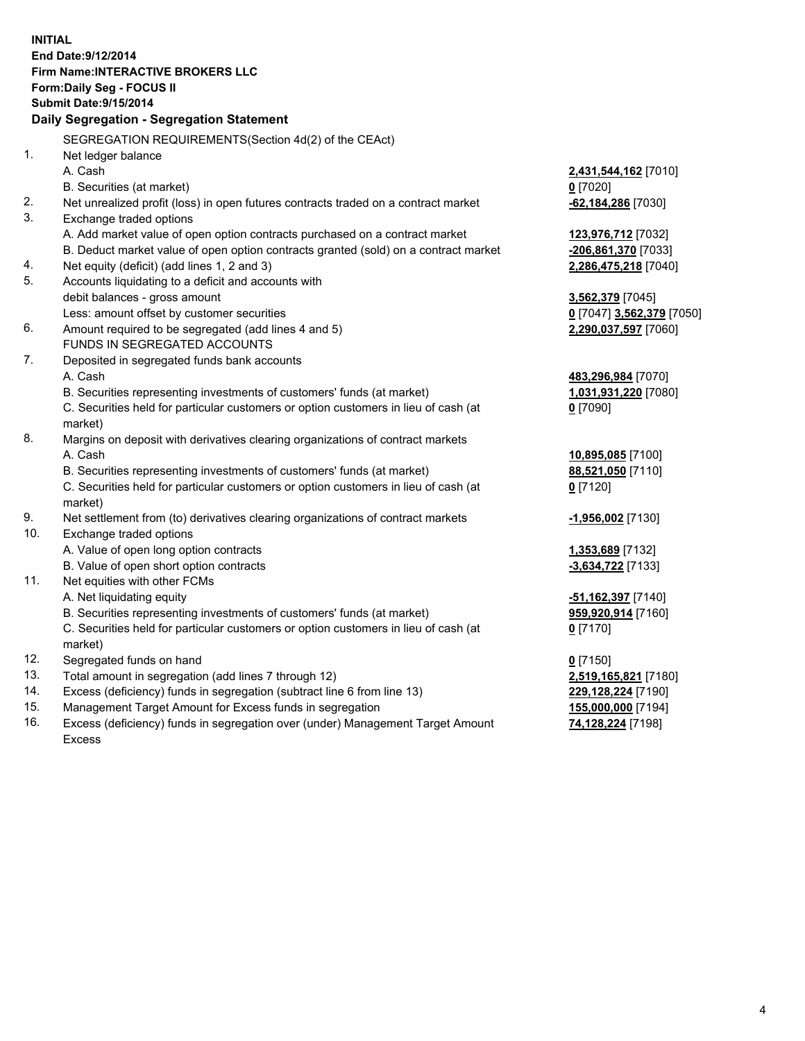**INITIAL**
**End Date:9/12/2014**
**Firm Name:INTERACTIVE BROKERS LLC**
**Form:Daily Seg - FOCUS II**
**Submit Date:9/15/2014**

**Daily Segregation - Segregation Statement**

| | | |
|---|---|---|
| | SEGREGATION REQUIREMENTS(Section 4d(2) of the CEAct) | |
| 1. | Net ledger balance | |
| | A. Cash | **2,431,544,162** [7010] |
| | B. Securities (at market) | **0** [7020] |
| 2. | Net unrealized profit (loss) in open futures contracts traded on a contract market | **-62,184,286** [7030] |
| 3. | Exchange traded options | |
| | A. Add market value of open option contracts purchased on a contract market | **123,976,712** [7032] |
| | B. Deduct market value of open option contracts granted (sold) on a contract market | **-206,861,370** [7033] |
| 4. | Net equity (deficit) (add lines 1, 2 and 3) | **2,286,475,218** [7040] |
| 5. | Accounts liquidating to a deficit and accounts with debit balances - gross amount | **3,562,379** [7045] |
| | Less: amount offset by customer securities | **0** [7047] **3,562,379** [7050] |
| 6. | Amount required to be segregated (add lines 4 and 5) | **2,290,037,597** [7060] |
| | FUNDS IN SEGREGATED ACCOUNTS | |
| 7. | Deposited in segregated funds bank accounts | |
| | A. Cash | **483,296,984** [7070] |
| | B. Securities representing investments of customers' funds (at market) | **1,031,931,220** [7080] |
| | C. Securities held for particular customers or option customers in lieu of cash (at market) | **0** [7090] |
| 8. | Margins on deposit with derivatives clearing organizations of contract markets | |
| | A. Cash | **10,895,085** [7100] |
| | B. Securities representing investments of customers' funds (at market) | **88,521,050** [7110] |
| | C. Securities held for particular customers or option customers in lieu of cash (at market) | **0** [7120] |
| 9. | Net settlement from (to) derivatives clearing organizations of contract markets | **-1,956,002** [7130] |
| 10. | Exchange traded options | |
| | A. Value of open long option contracts | **1,353,689** [7132] |
| | B. Value of open short option contracts | **-3,634,722** [7133] |
| 11. | Net equities with other FCMs | |
| | A. Net liquidating equity | **-51,162,397** [7140] |
| | B. Securities representing investments of customers' funds (at market) | **959,920,914** [7160] |
| | C. Securities held for particular customers or option customers in lieu of cash (at market) | **0** [7170] |
| 12. | Segregated funds on hand | **0** [7150] |
| 13. | Total amount in segregation (add lines 7 through 12) | **2,519,165,821** [7180] |
| 14. | Excess (deficiency) funds in segregation (subtract line 6 from line 13) | **229,128,224** [7190] |
| 15. | Management Target Amount for Excess funds in segregation | **155,000,000** [7194] |
| 16. | Excess (deficiency) funds in segregation over (under) Management Target Amount Excess | **74,128,224** [7198] |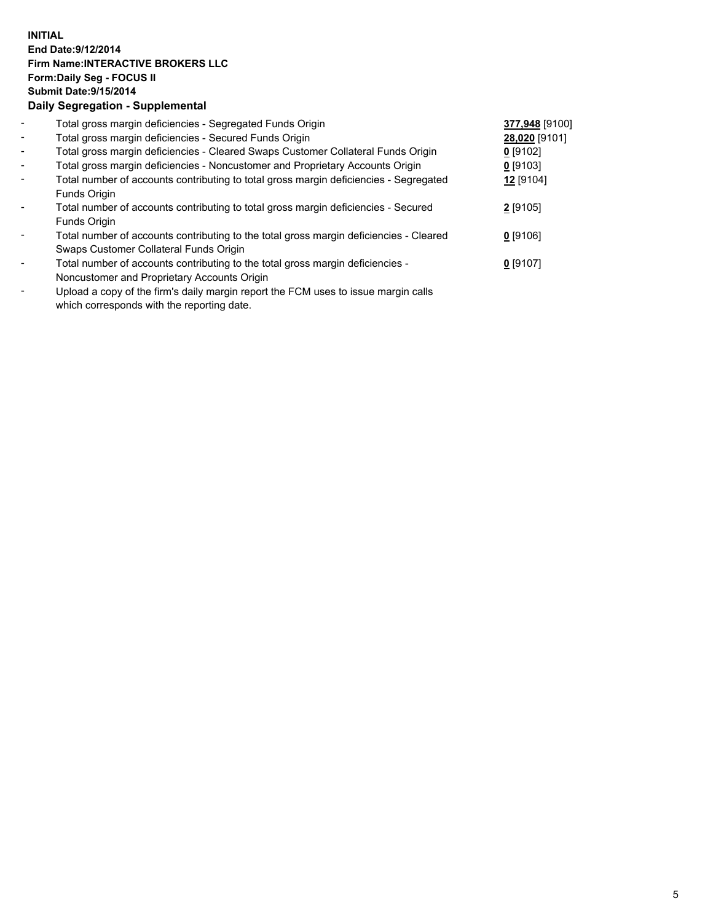**INITIAL**
**End Date:9/12/2014**
**Firm Name:INTERACTIVE BROKERS LLC**
**Form:Daily Seg - FOCUS II**
**Submit Date:9/15/2014**
**Daily Segregation - Supplemental**

- Total gross margin deficiencies - Segregated Funds Origin **377,948** [9100]
- Total gross margin deficiencies - Secured Funds Origin **28,020** [9101]
- Total gross margin deficiencies - Cleared Swaps Customer Collateral Funds Origin **0** [9102]
- Total gross margin deficiencies - Noncustomer and Proprietary Accounts Origin **0** [9103]
- Total number of accounts contributing to total gross margin deficiencies - Segregated Funds Origin **12** [9104]
- Total number of accounts contributing to total gross margin deficiencies - Secured Funds Origin **2** [9105]
- Total number of accounts contributing to the total gross margin deficiencies - Cleared Swaps Customer Collateral Funds Origin **0** [9106]
- Total number of accounts contributing to the total gross margin deficiencies - Noncustomer and Proprietary Accounts Origin **0** [9107]
- Upload a copy of the firm's daily margin report the FCM uses to issue margin calls which corresponds with the reporting date.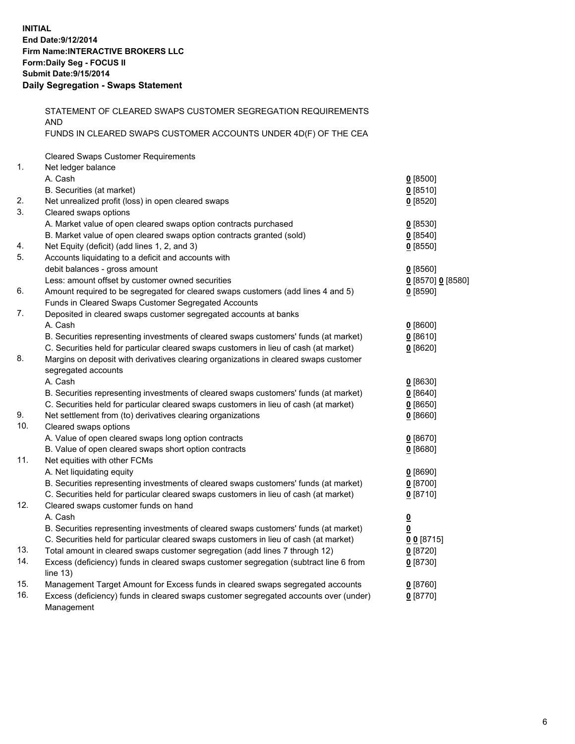**INITIAL**
**End Date:9/12/2014**
**Firm Name:INTERACTIVE BROKERS LLC**
**Form:Daily Seg - FOCUS II**
**Submit Date:9/15/2014**
**Daily Segregation - Swaps Statement**

STATEMENT OF CLEARED SWAPS CUSTOMER SEGREGATION REQUIREMENTS AND FUNDS IN CLEARED SWAPS CUSTOMER ACCOUNTS UNDER 4D(F) OF THE CEA

| | | |
|---|---|---|
| | Cleared Swaps Customer Requirements | |
| 1. | Net ledger balance | |
| | A. Cash | 0 [8500] |
| | B. Securities (at market) | 0 [8510] |
| 2. | Net unrealized profit (loss) in open cleared swaps | 0 [8520] |
| 3. | Cleared swaps options | |
| | A. Market value of open cleared swaps option contracts purchased | 0 [8530] |
| | B. Market value of open cleared swaps option contracts granted (sold) | 0 [8540] |
| 4. | Net Equity (deficit) (add lines 1, 2, and 3) | 0 [8550] |
| 5. | Accounts liquidating to a deficit and accounts with debit balances - gross amount | 0 [8560] |
| | Less: amount offset by customer owned securities | 0 [8570] 0 [8580] |
| 6. | Amount required to be segregated for cleared swaps customers (add lines 4 and 5) | 0 [8590] |
| | Funds in Cleared Swaps Customer Segregated Accounts | |
| 7. | Deposited in cleared swaps customer segregated accounts at banks | |
| | A. Cash | 0 [8600] |
| | B. Securities representing investments of cleared swaps customers' funds (at market) | 0 [8610] |
| | C. Securities held for particular cleared swaps customers in lieu of cash (at market) | 0 [8620] |
| 8. | Margins on deposit with derivatives clearing organizations in cleared swaps customer segregated accounts | |
| | A. Cash | 0 [8630] |
| | B. Securities representing investments of cleared swaps customers' funds (at market) | 0 [8640] |
| | C. Securities held for particular cleared swaps customers in lieu of cash (at market) | 0 [8650] |
| 9. | Net settlement from (to) derivatives clearing organizations | 0 [8660] |
| 10. | Cleared swaps options | |
| | A. Value of open cleared swaps long option contracts | 0 [8670] |
| | B. Value of open cleared swaps short option contracts | 0 [8680] |
| 11. | Net equities with other FCMs | |
| | A. Net liquidating equity | 0 [8690] |
| | B. Securities representing investments of cleared swaps customers' funds (at market) | 0 [8700] |
| | C. Securities held for particular cleared swaps customers in lieu of cash (at market) | 0 [8710] |
| 12. | Cleared swaps customer funds on hand | |
| | A. Cash | 0 |
| | B. Securities representing investments of cleared swaps customers' funds (at market) | 0 |
| | C. Securities held for particular cleared swaps customers in lieu of cash (at market) | 0 0 [8715] |
| 13. | Total amount in cleared swaps customer segregation (add lines 7 through 12) | 0 [8720] |
| 14. | Excess (deficiency) funds in cleared swaps customer segregation (subtract line 6 from line 13) | 0 [8730] |
| 15. | Management Target Amount for Excess funds in cleared swaps segregated accounts | 0 [8760] |
| 16. | Excess (deficiency) funds in cleared swaps customer segregated accounts over (under) Management | 0 [8770] |